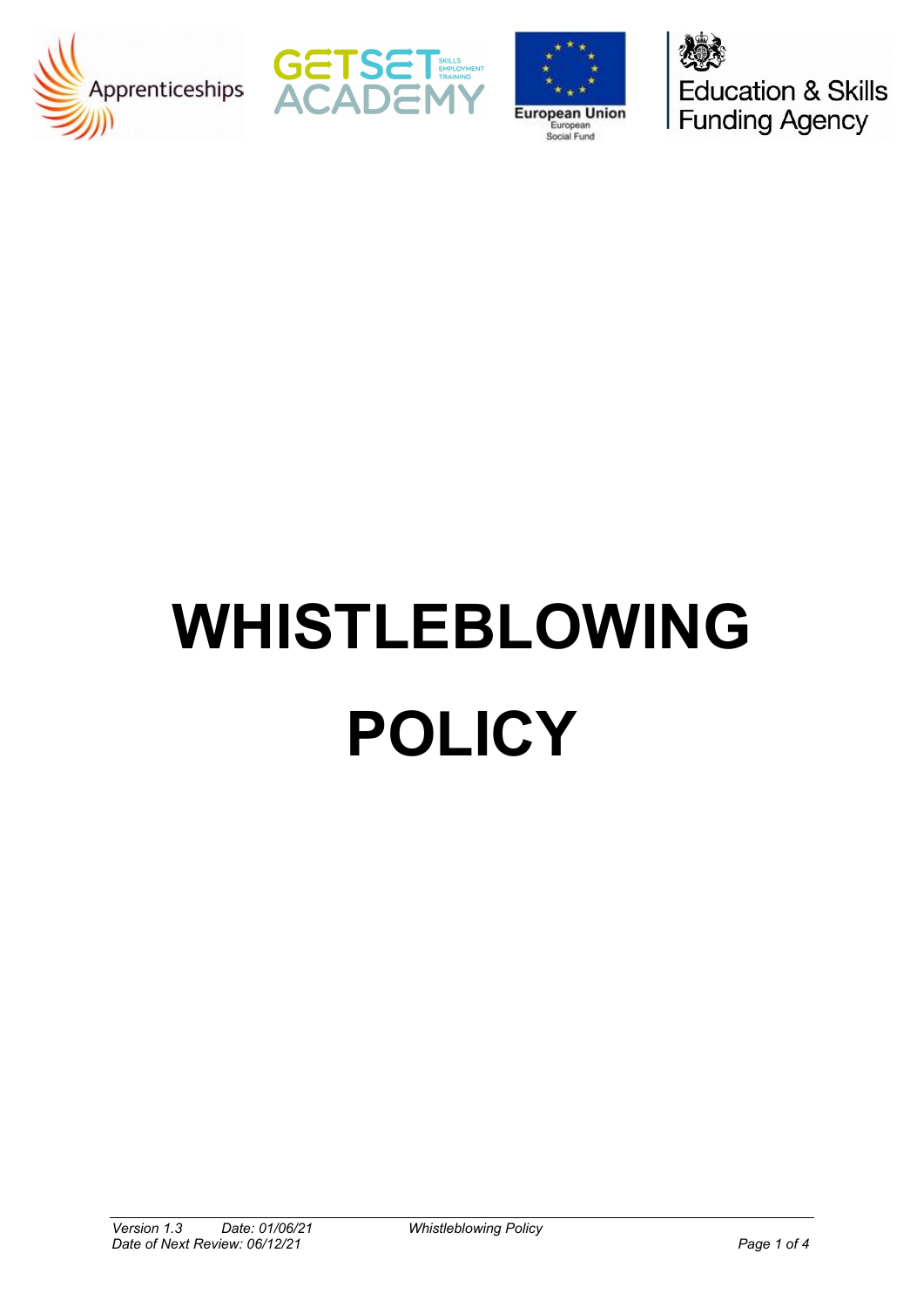# WHISTLEBLOWING POLICY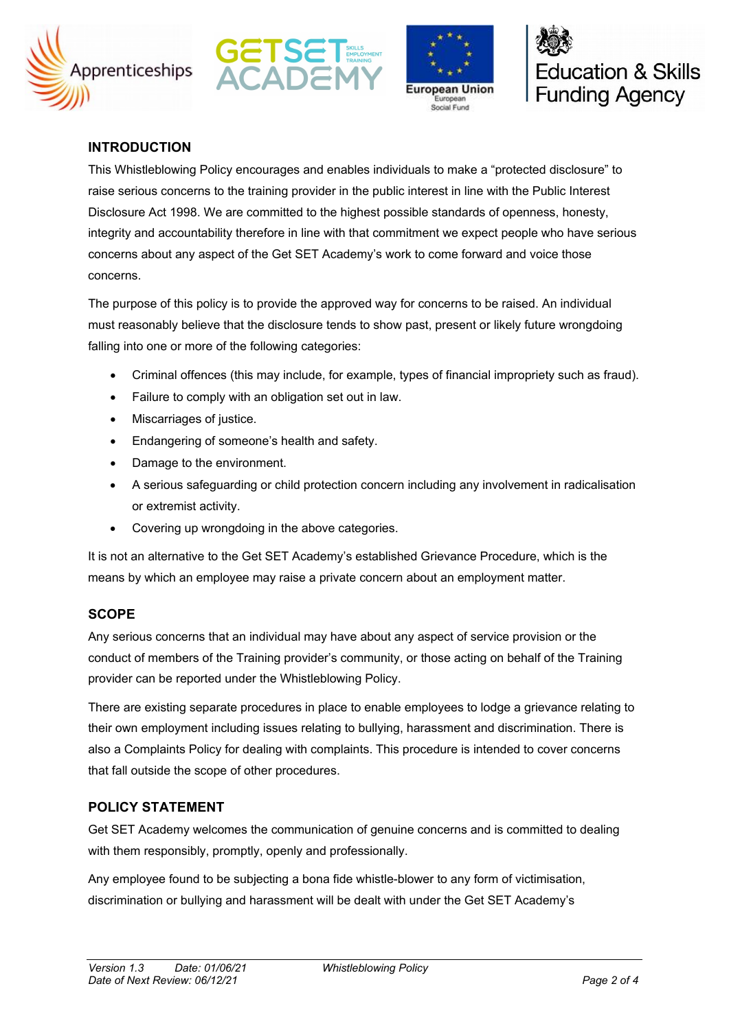## INTRODUCTION

This Whistleblowing Policy encourages and enables individuals to make a "protected disclosure" to raise serious concerns to the training provider in the public interest in line with the Public Interest Disclosure Act 1998. We are committed to the highest possible standards of openness, honesty, integrity and accountability therefore in line with that commitment we expect people who have serious concerns about any aspect of the Get SET Academy's work to come forward and voice those concerns.

The purpose of this policy is to provide the approved way for concerns to be raised. An individual must reasonably believe that the disclosure tends to show past, present or likely future wrongdoing falling into one or more of the following categories:

- Criminal offences (this may include, for example, types of financial impropriety such as fraud).
- Failure to comply with an obligation set out in law.
- Miscarriages of justice.
- Endangering of someone's health and safety.
- Damage to the environment.
- A serious safeguarding or child protection concern including any involvement in radicalisation or extremist activity.
- Covering up wrongdoing in the above categories.

It is not an alternative to the Get SET Academy's established Grievance Procedure, which is the means by which an employee may raise a private concern about an employment matter.

## SCOPE

Any serious concerns that an individual may have about any aspect of service provision or the conduct of members of the Training provider's community, or those acting on behalf of the Training provider can be reported under the Whistleblowing Policy.

There are existing separate procedures in place to enable employees to lodge a grievance relating to their own employment including issues relating to bullying, harassment and discrimination. There is also a Complaints Policy for dealing with complaints. This procedure is intended to cover concerns that fall outside the scope of other procedures.

## POLICY STATEMENT

Get SET Academy welcomes the communication of genuine concerns and is committed to dealing with them responsibly, promptly, openly and professionally.

Any employee found to be subjecting a bona fide whistle-blower to any form of victimisation, discrimination or bullying and harassment will be dealt with under the Get SET Academy's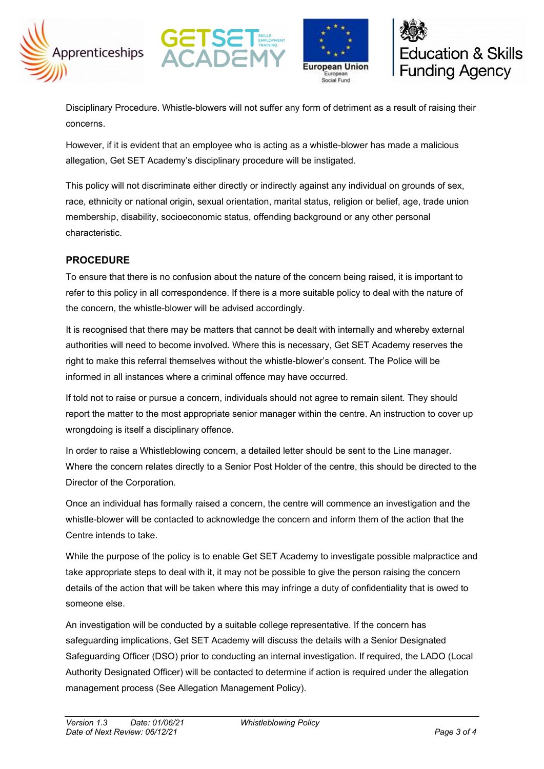Disciplinary Procedure. Whistle-blowers will not suffer any form of detriment as a result of raising their concerns.

However, if it is evident that an employee who is acting as a whistle-blower has made a malicious allegation, Get SET Academy's disciplinary procedure will be instigated.

This policy will not discriminate either directly or indirectly against any individual on grounds of sex, race, ethnicity or national origin, sexual orientation, marital status, religion or belief, age, trade union membership, disability, socioeconomic status, offending background or any other personal characteristic.

## PROCEDURE

To ensure that there is no confusion about the nature of the concern being raised, it is important to refer to this policy in all correspondence. If there is a more suitable policy to deal with the nature of the concern, the whistle-blower will be advised accordingly.

It is recognised that there may be matters that cannot be dealt with internally and whereby external authorities will need to become involved. Where this is necessary, Get SET Academy reserves the right to make this referral themselves without the whistle-blower's consent. The Police will be informed in all instances where a criminal offence may have occurred.

If told not to raise or pursue a concern, individuals should not agree to remain silent. They should report the matter to the most appropriate senior manager within the centre. An instruction to cover up wrongdoing is itself a disciplinary offence.

In order to raise a Whistleblowing concern, a detailed letter should be sent to the Line manager. Where the concern relates directly to a Senior Post Holder of the centre, this should be directed to the Director of the Corporation.

Once an individual has formally raised a concern, the centre will commence an investigation and the whistle-blower will be contacted to acknowledge the concern and inform them of the action that the Centre intends to take.

While the purpose of the policy is to enable Get SET Academy to investigate possible malpractice and take appropriate steps to deal with it, it may not be possible to give the person raising the concern details of the action that will be taken where this may infringe a duty of confidentiality that is owed to someone else.

An investigation will be conducted by a suitable college representative. If the concern has safeguarding implications, Get SET Academy will discuss the details with a Senior Designated Safeguarding Officer (DSO) prior to conducting an internal investigation. If required, the LADO (Local Authority Designated Officer) will be contacted to determine if action is required under the allegation management process (See Allegation Management Policy).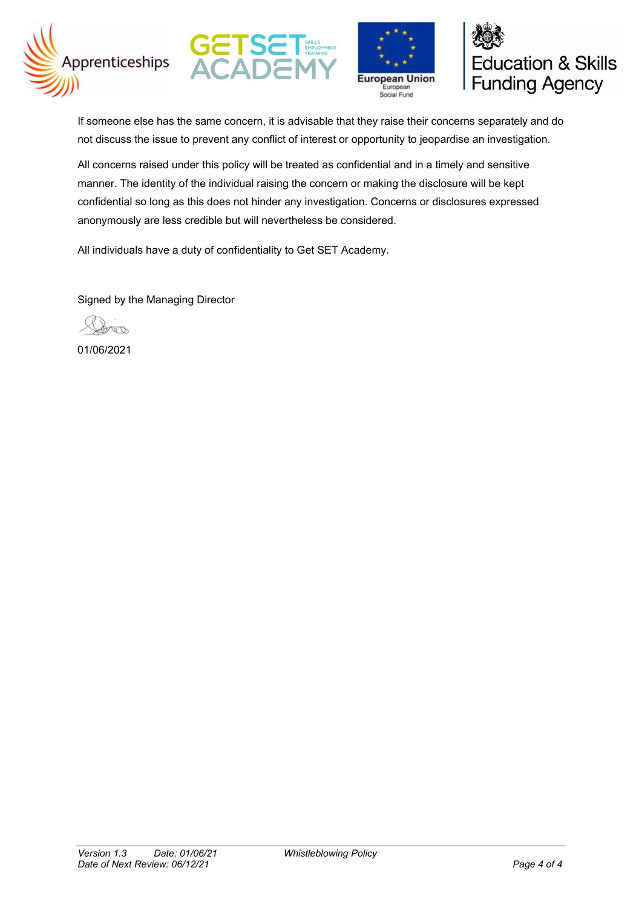If someone else has the same concern, it is advisable that they raise their concerns separately and do not discuss the issue to prevent any conflict of interest or opportunity to jeopardise an investigation.

All concerns raised under this policy will be treated as confidential and in a timely and sensitive manner. The identity of the individual raising the concern or making the disclosure will be kept confidential so long as this does not hinder any investigation. Concerns or disclosures expressed anonymously are less credible but will nevertheless be considered.

All individuals have a duty of confidentiality to Get SET Academy.

Signed by the Managing Director

01/06/2021